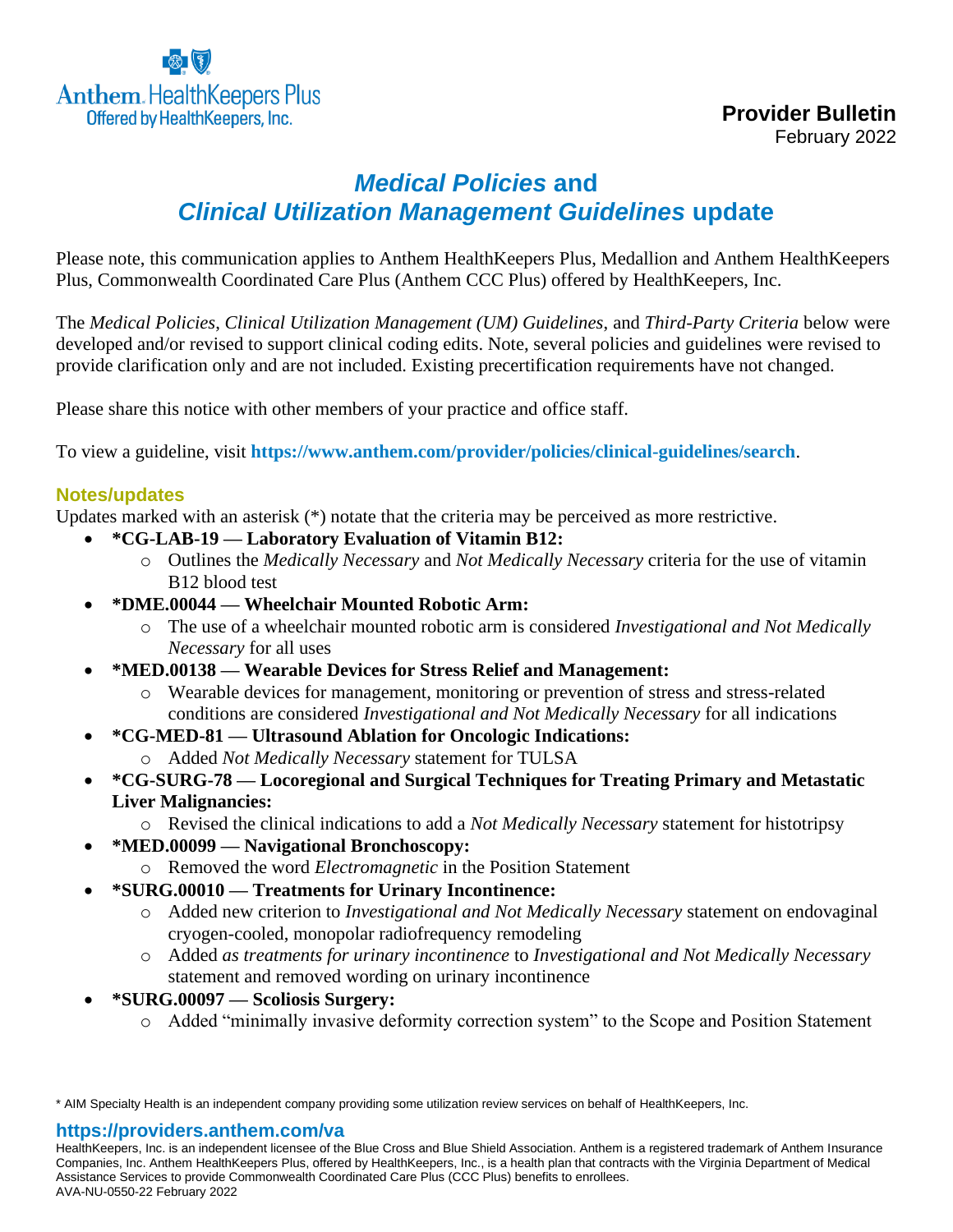Anthem HealthKeepers Plus
Offered by HealthKeepers, Inc.

**Provider Bulletin**
February 2022

# *Medical Policies* and *Clinical Utilization Management Guidelines* update

Please note, this communication applies to Anthem HealthKeepers Plus, Medallion and Anthem HealthKeepers Plus, Commonwealth Coordinated Care Plus (Anthem CCC Plus) offered by HealthKeepers, Inc.

The *Medical Policies*, *Clinical Utilization Management (UM) Guidelines*, and *Third-Party Criteria* below were developed and/or revised to support clinical coding edits. Note, several policies and guidelines were revised to provide clarification only and are not included. Existing precertification requirements have not changed.

Please share this notice with other members of your practice and office staff.

To view a guideline, visit **https://www.anthem.com/provider/policies/clinical-guidelines/search**.

## Notes/updates

Updates marked with an asterisk (*) notate that the criteria may be perceived as more restrictive.

- ***CG-LAB-19 — Laboratory Evaluation of Vitamin B12:**
  - Outlines the *Medically Necessary* and *Not Medically Necessary* criteria for the use of vitamin B12 blood test
- ***DME.00044 — Wheelchair Mounted Robotic Arm:**
  - The use of a wheelchair mounted robotic arm is considered *Investigational and Not Medically Necessary* for all uses
- ***MED.00138 — Wearable Devices for Stress Relief and Management:**
  - Wearable devices for management, monitoring or prevention of stress and stress-related conditions are considered *Investigational and Not Medically Necessary* for all indications
- ***CG-MED-81 — Ultrasound Ablation for Oncologic Indications:**
  - Added *Not Medically Necessary* statement for TULSA
- ***CG-SURG-78 — Locoregional and Surgical Techniques for Treating Primary and Metastatic Liver Malignancies:**
  - Revised the clinical indications to add a *Not Medically Necessary* statement for histotripsy
- ***MED.00099 — Navigational Bronchoscopy:**
  - Removed the word *Electromagnetic* in the Position Statement
- ***SURG.00010 — Treatments for Urinary Incontinence:**
  - Added new criterion to *Investigational and Not Medically Necessary* statement on endovaginal cryogen-cooled, monopolar radiofrequency remodeling
  - Added *as treatments for urinary incontinence* to *Investigational and Not Medically Necessary* statement and removed wording on urinary incontinence
- ***SURG.00097 — Scoliosis Surgery:**
  - Added "minimally invasive deformity correction system" to the Scope and Position Statement

* AIM Specialty Health is an independent company providing some utilization review services on behalf of HealthKeepers, Inc.

**https://providers.anthem.com/va**

HealthKeepers, Inc. is an independent licensee of the Blue Cross and Blue Shield Association. Anthem is a registered trademark of Anthem Insurance Companies, Inc. Anthem HealthKeepers Plus, offered by HealthKeepers, Inc., is a health plan that contracts with the Virginia Department of Medical Assistance Services to provide Commonwealth Coordinated Care Plus (CCC Plus) benefits to enrollees.
AVA-NU-0550-22 February 2022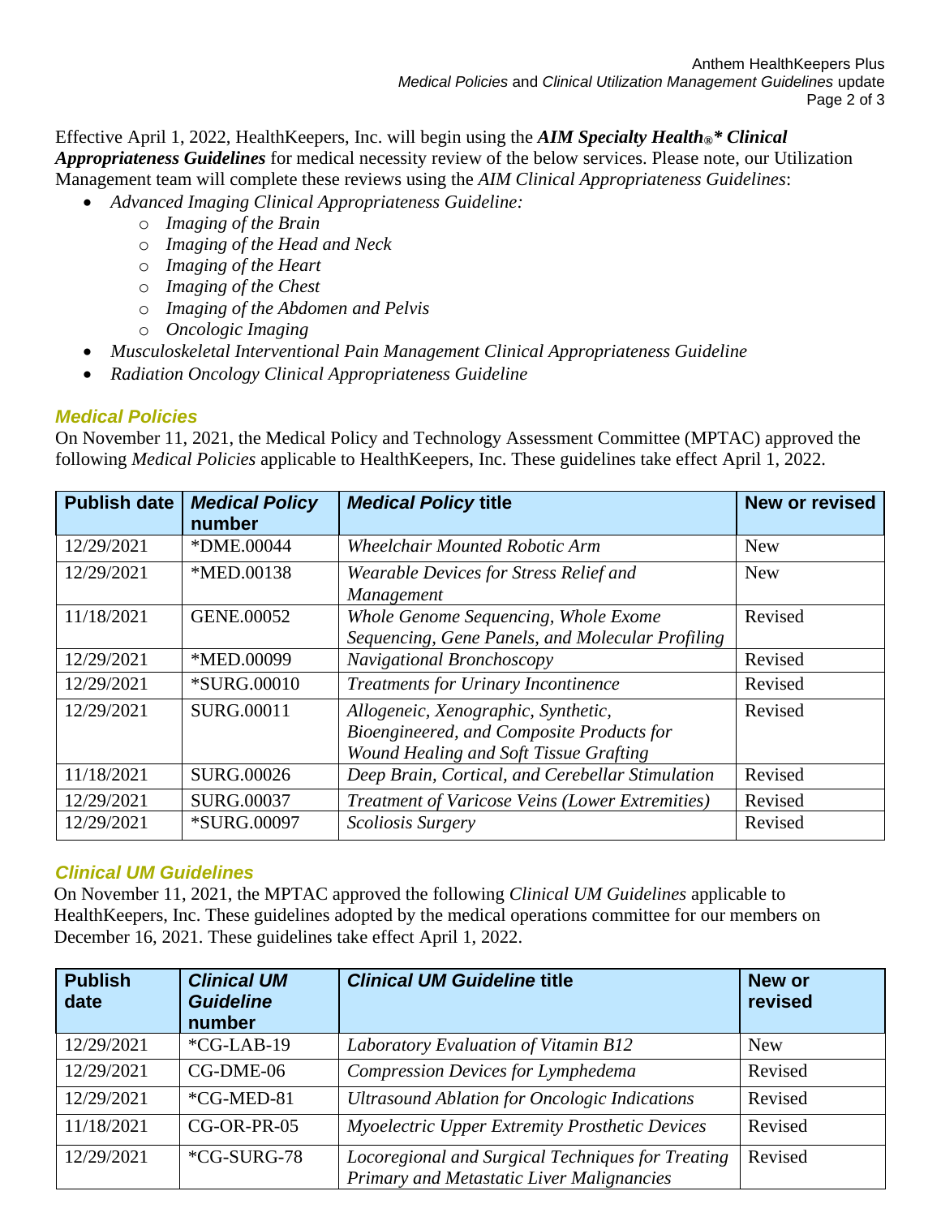Effective April 1, 2022, HealthKeepers, Inc. will begin using the ***AIM Specialty Health®* Clinical Appropriateness Guidelines*** for medical necessity review of the below services. Please note, our Utilization Management team will complete these reviews using the *AIM Clinical Appropriateness Guidelines*:

- *Advanced Imaging Clinical Appropriateness Guideline:*
  - *Imaging of the Brain*
  - *Imaging of the Head and Neck*
  - *Imaging of the Heart*
  - *Imaging of the Chest*
  - *Imaging of the Abdomen and Pelvis*
  - *Oncologic Imaging*
- *Musculoskeletal Interventional Pain Management Clinical Appropriateness Guideline*
- *Radiation Oncology Clinical Appropriateness Guideline*

## *Medical Policies*

On November 11, 2021, the Medical Policy and Technology Assessment Committee (MPTAC) approved the following *Medical Policies* applicable to HealthKeepers, Inc. These guidelines take effect April 1, 2022.

| Publish date | *Medical Policy* number | *Medical Policy* title | New or revised |
|---|---|---|---|
| 12/29/2021 | *DME.00044 | *Wheelchair Mounted Robotic Arm* | New |
| 12/29/2021 | *MED.00138 | *Wearable Devices for Stress Relief and Management* | New |
| 11/18/2021 | GENE.00052 | *Whole Genome Sequencing, Whole Exome Sequencing, Gene Panels, and Molecular Profiling* | Revised |
| 12/29/2021 | *MED.00099 | *Navigational Bronchoscopy* | Revised |
| 12/29/2021 | *SURG.00010 | *Treatments for Urinary Incontinence* | Revised |
| 12/29/2021 | SURG.00011 | *Allogeneic, Xenographic, Synthetic, Bioengineered, and Composite Products for Wound Healing and Soft Tissue Grafting* | Revised |
| 11/18/2021 | SURG.00026 | *Deep Brain, Cortical, and Cerebellar Stimulation* | Revised |
| 12/29/2021 | SURG.00037 | *Treatment of Varicose Veins (Lower Extremities)* | Revised |
| 12/29/2021 | *SURG.00097 | *Scoliosis Surgery* | Revised |

## *Clinical UM Guidelines*

On November 11, 2021, the MPTAC approved the following *Clinical UM Guidelines* applicable to HealthKeepers, Inc. These guidelines adopted by the medical operations committee for our members on December 16, 2021. These guidelines take effect April 1, 2022.

| Publish date | *Clinical UM Guideline* number | *Clinical UM Guideline* title | New or revised |
|---|---|---|---|
| 12/29/2021 | *CG-LAB-19 | *Laboratory Evaluation of Vitamin B12* | New |
| 12/29/2021 | CG-DME-06 | *Compression Devices for Lymphedema* | Revised |
| 12/29/2021 | *CG-MED-81 | *Ultrasound Ablation for Oncologic Indications* | Revised |
| 11/18/2021 | CG-OR-PR-05 | *Myoelectric Upper Extremity Prosthetic Devices* | Revised |
| 12/29/2021 | *CG-SURG-78 | *Locoregional and Surgical Techniques for Treating Primary and Metastatic Liver Malignancies* | Revised |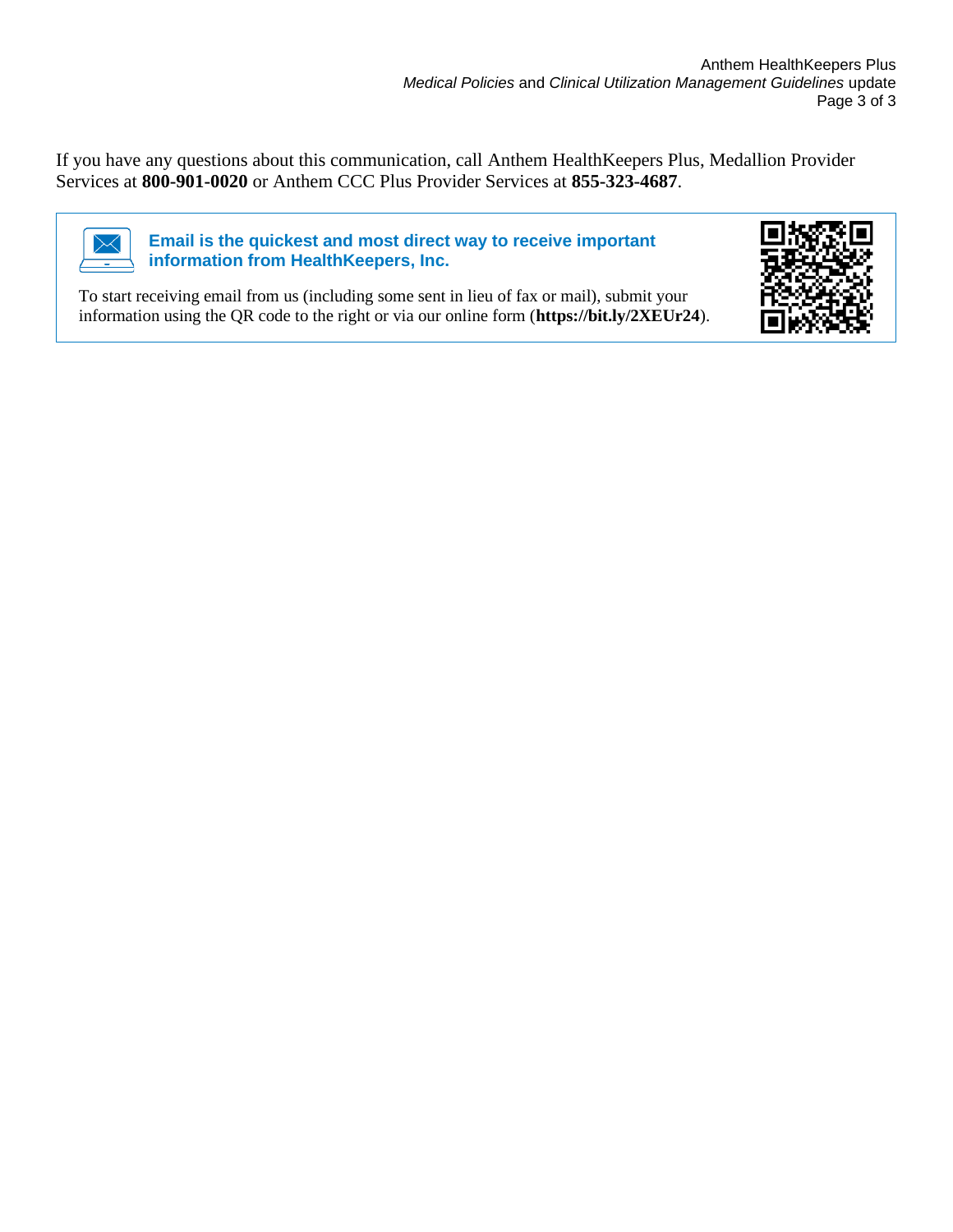If you have any questions about this communication, call Anthem HealthKeepers Plus, Medallion Provider Services at **800-901-0020** or Anthem CCC Plus Provider Services at **855-323-4687**.

**Email is the quickest and most direct way to receive important information from HealthKeepers, Inc.**

To start receiving email from us (including some sent in lieu of fax or mail), submit your information using the QR code to the right or via our online form (**https://bit.ly/2XEUr24**).